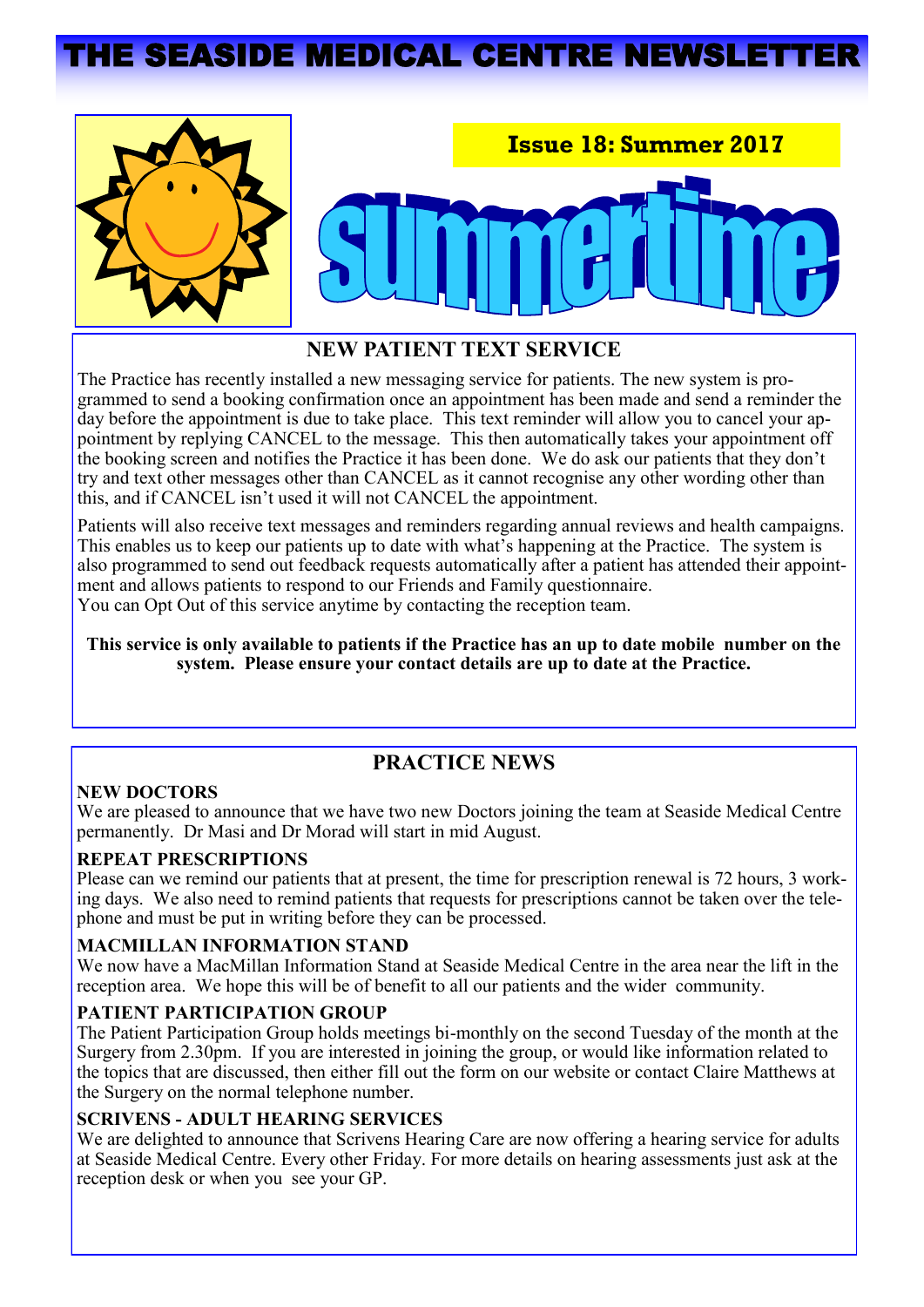# THE SEASIDE MEDICAL CENTRE NEWSLETTER

**Issue 18: Summer 2017**

summertime

## NEW PATIENT TEXT SERVICE

The Practice has recently installed a new messaging service for patients. The new system is programmed to send a booking confirmation once an appointment has been made and send a reminder the day before the appointment is due to take place. This text reminder will allow you to cancel your appointment by replying CANCEL to the message. This then automatically takes your appointment off the booking screen and notifies the Practice it has been done. We do ask our patients that they don't try and text other messages other than CANCEL as it cannot recognise any other wording other than this, and if CANCEL isn't used it will not CANCEL the appointment.

Patients will also receive text messages and reminders regarding annual reviews and health campaigns. This enables us to keep our patients up to date with what's happening at the Practice. The system is also programmed to send out feedback requests automatically after a patient has attended their appointment and allows patients to respond to our Friends and Family questionnaire.
You can Opt Out of this service anytime by contacting the reception team.

**This service is only available to patients if the Practice has an up to date mobile number on the system. Please ensure your contact details are up to date at the Practice.**

## PRACTICE NEWS

### NEW DOCTORS

We are pleased to announce that we have two new Doctors joining the team at Seaside Medical Centre permanently. Dr Masi and Dr Morad will start in mid August.

### REPEAT PRESCRIPTIONS

Please can we remind our patients that at present, the time for prescription renewal is 72 hours, 3 working days. We also need to remind patients that requests for prescriptions cannot be taken over the telephone and must be put in writing before they can be processed.

### MACMILLAN INFORMATION STAND

We now have a MacMillan Information Stand at Seaside Medical Centre in the area near the lift in the reception area. We hope this will be of benefit to all our patients and the wider community.

### PATIENT PARTICIPATION GROUP

The Patient Participation Group holds meetings bi-monthly on the second Tuesday of the month at the Surgery from 2.30pm. If you are interested in joining the group, or would like information related to the topics that are discussed, then either fill out the form on our website or contact Claire Matthews at the Surgery on the normal telephone number.

### SCRIVENS - ADULT HEARING SERVICES

We are delighted to announce that Scrivens Hearing Care are now offering a hearing service for adults at Seaside Medical Centre. Every other Friday. For more details on hearing assessments just ask at the reception desk or when you see your GP.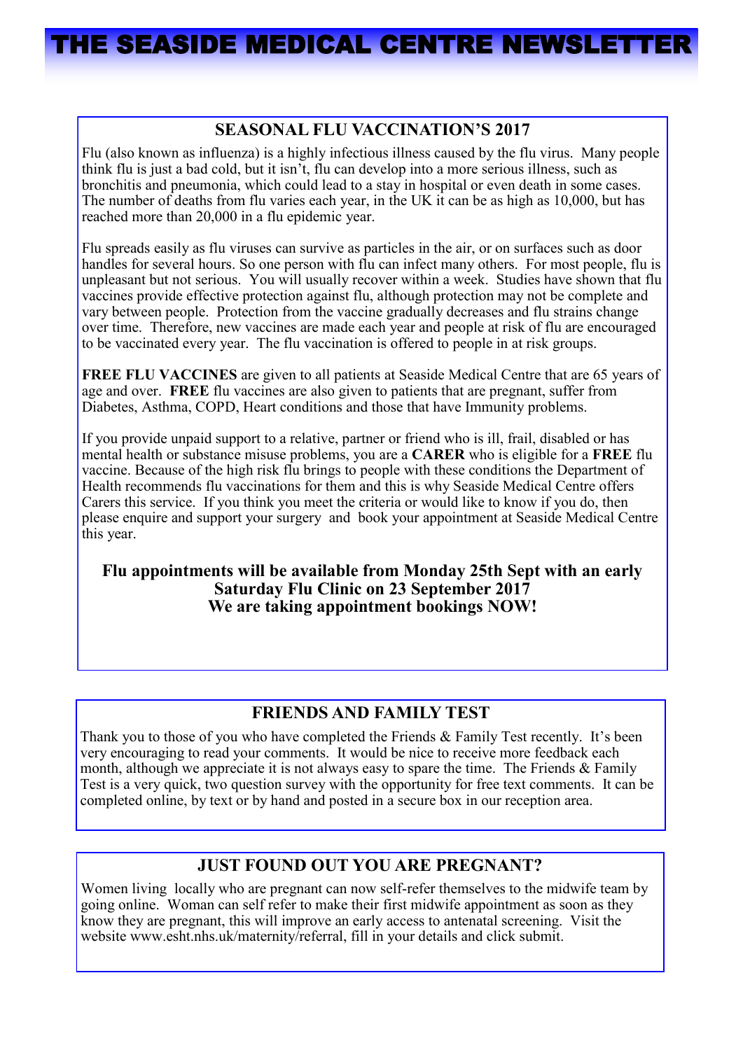# THE SEASIDE MEDICAL CENTRE NEWSLETTER

## SEASONAL FLU VACCINATION'S 2017

Flu (also known as influenza) is a highly infectious illness caused by the flu virus. Many people think flu is just a bad cold, but it isn't, flu can develop into a more serious illness, such as bronchitis and pneumonia, which could lead to a stay in hospital or even death in some cases. The number of deaths from flu varies each year, in the UK it can be as high as 10,000, but has reached more than 20,000 in a flu epidemic year.

Flu spreads easily as flu viruses can survive as particles in the air, or on surfaces such as door handles for several hours. So one person with flu can infect many others. For most people, flu is unpleasant but not serious. You will usually recover within a week. Studies have shown that flu vaccines provide effective protection against flu, although protection may not be complete and vary between people. Protection from the vaccine gradually decreases and flu strains change over time. Therefore, new vaccines are made each year and people at risk of flu are encouraged to be vaccinated every year. The flu vaccination is offered to people in at risk groups.

**FREE FLU VACCINES** are given to all patients at Seaside Medical Centre that are 65 years of age and over. **FREE** flu vaccines are also given to patients that are pregnant, suffer from Diabetes, Asthma, COPD, Heart conditions and those that have Immunity problems.

If you provide unpaid support to a relative, partner or friend who is ill, frail, disabled or has mental health or substance misuse problems, you are a **CARER** who is eligible for a **FREE** flu vaccine. Because of the high risk flu brings to people with these conditions the Department of Health recommends flu vaccinations for them and this is why Seaside Medical Centre offers Carers this service. If you think you meet the criteria or would like to know if you do, then please enquire and support your surgery and book your appointment at Seaside Medical Centre this year.

**Flu appointments will be available from Monday 25th Sept with an early Saturday Flu Clinic on 23 September 2017**
**We are taking appointment bookings NOW!**

## FRIENDS AND FAMILY TEST

Thank you to those of you who have completed the Friends & Family Test recently. It's been very encouraging to read your comments. It would be nice to receive more feedback each month, although we appreciate it is not always easy to spare the time. The Friends & Family Test is a very quick, two question survey with the opportunity for free text comments. It can be completed online, by text or by hand and posted in a secure box in our reception area.

## JUST FOUND OUT YOU ARE PREGNANT?

Women living locally who are pregnant can now self-refer themselves to the midwife team by going online. Woman can self refer to make their first midwife appointment as soon as they know they are pregnant, this will improve an early access to antenatal screening. Visit the website www.esht.nhs.uk/maternity/referral, fill in your details and click submit.